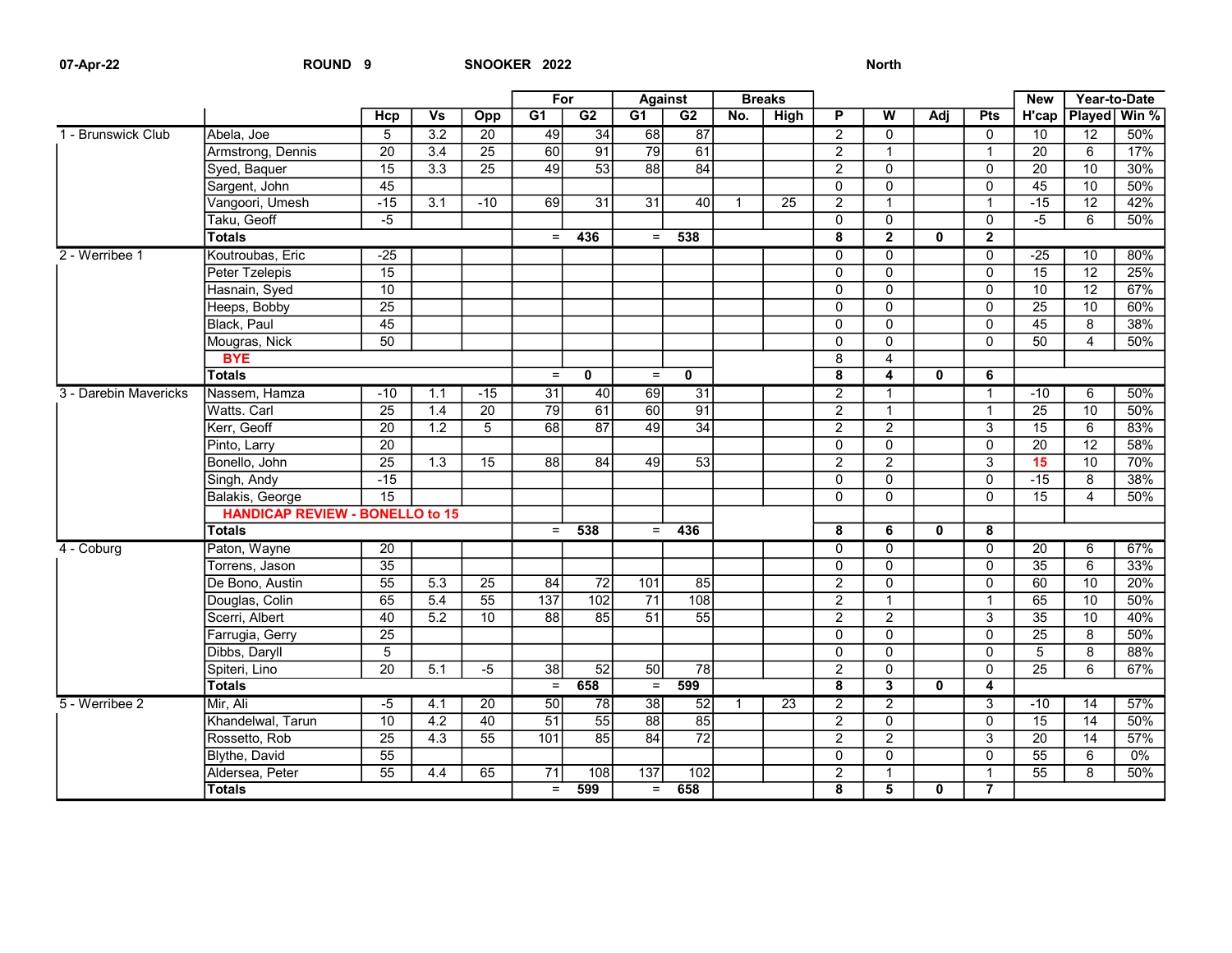07-Apr-22 ROUND 9 SNOOKER 2022 North

| | | | | | For | | Against | | Breaks | | | | | | New | Year-to-Date | |
|---|---|---|---|---|---|---|---|---|---|---|---|---|---|---|---|---|---|
| | | Hcp | Vs | Opp | G1 | G2 | G1 | G2 | No. | High | P | W | Adj | Pts | H'cap | Played | Win % |
| 1 - Brunswick Club | Abela, Joe | 5 | 3.2 | 20 | 49 | 34 | 68 | 87 | | | 2 | 0 | | 0 | 10 | 12 | 50% |
| | Armstrong, Dennis | 20 | 3.4 | 25 | 60 | 91 | 79 | 61 | | | 2 | 1 | | 1 | 20 | 6 | 17% |
| | Syed, Baquer | 15 | 3.3 | 25 | 49 | 53 | 88 | 84 | | | 2 | 0 | | 0 | 20 | 10 | 30% |
| | Sargent, John | 45 | | | | | | | | | 0 | 0 | | 0 | 45 | 10 | 50% |
| | Vangoori, Umesh | -15 | 3.1 | -10 | 69 | 31 | 31 | 40 | 1 | 25 | 2 | 1 | | 1 | -15 | 12 | 42% |
| | Taku, Geoff | -5 | | | | | | | | | 0 | 0 | | 0 | -5 | 6 | 50% |
| | **Totals** | | | | = | **436** | = | **538** | | | **8** | **2** | **0** | **2** | | | |
| 2 - Werribee 1 | Koutroubas, Eric | -25 | | | | | | | | | 0 | 0 | | 0 | -25 | 10 | 80% |
| | Peter Tzelepis | 15 | | | | | | | | | 0 | 0 | | 0 | 15 | 12 | 25% |
| | Hasnain, Syed | 10 | | | | | | | | | 0 | 0 | | 0 | 10 | 12 | 67% |
| | Heeps, Bobby | 25 | | | | | | | | | 0 | 0 | | 0 | 25 | 10 | 60% |
| | Black, Paul | 45 | | | | | | | | | 0 | 0 | | 0 | 45 | 8 | 38% |
| | Mougras, Nick | 50 | | | | | | | | | 0 | 0 | | 0 | 50 | 4 | 50% |
| | **BYE** | | | | | | | | | | 8 | 4 | | | | | |
| | **Totals** | | | | = | **0** | = | **0** | | | **8** | **4** | **0** | **6** | | | |
| 3 - Darebin Mavericks | Nassem, Hamza | -10 | 1.1 | -15 | 31 | 40 | 69 | 31 | | | 2 | 1 | | 1 | -10 | 6 | 50% |
| | Watts. Carl | 25 | 1.4 | 20 | 79 | 61 | 60 | 91 | | | 2 | 1 | | 1 | 25 | 10 | 50% |
| | Kerr, Geoff | 20 | 1.2 | 5 | 68 | 87 | 49 | 34 | | | 2 | 2 | | 3 | 15 | 6 | 83% |
| | Pinto, Larry | 20 | | | | | | | | | 0 | 0 | | 0 | 20 | 12 | 58% |
| | Bonello, John | 25 | 1.3 | 15 | 88 | 84 | 49 | 53 | | | 2 | 2 | | 3 | 15 | 10 | 70% |
| | Singh, Andy | -15 | | | | | | | | | 0 | 0 | | 0 | -15 | 8 | 38% |
| | Balakis, George | 15 | | | | | | | | | 0 | 0 | | 0 | 15 | 4 | 50% |
| | **HANDICAP REVIEW - BONELLO to 15** | | | | | | | | | | | | | | | | |
| | **Totals** | | | | = | **538** | = | **436** | | | **8** | **6** | **0** | **8** | | | |
| 4 - Coburg | Paton, Wayne | 20 | | | | | | | | | 0 | 0 | | 0 | 20 | 6 | 67% |
| | Torrens, Jason | 35 | | | | | | | | | 0 | 0 | | 0 | 35 | 6 | 33% |
| | De Bono, Austin | 55 | 5.3 | 25 | 84 | 72 | 101 | 85 | | | 2 | 0 | | 0 | 60 | 10 | 20% |
| | Douglas, Colin | 65 | 5.4 | 55 | 137 | 102 | 71 | 108 | | | 2 | 1 | | 1 | 65 | 10 | 50% |
| | Scerri, Albert | 40 | 5.2 | 10 | 88 | 85 | 51 | 55 | | | 2 | 2 | | 3 | 35 | 10 | 40% |
| | Farrugia, Gerry | 25 | | | | | | | | | 0 | 0 | | 0 | 25 | 8 | 50% |
| | Dibbs, Daryll | 5 | | | | | | | | | 0 | 0 | | 0 | 5 | 8 | 88% |
| | Spiteri, Lino | 20 | 5.1 | -5 | 38 | 52 | 50 | 78 | | | 2 | 0 | | 0 | 25 | 6 | 67% |
| | **Totals** | | | | = | **658** | = | **599** | | | **8** | **3** | **0** | **4** | | | |
| 5 - Werribee 2 | Mir, Ali | -5 | 4.1 | 20 | 50 | 78 | 38 | 52 | 1 | 23 | 2 | 2 | | 3 | -10 | 14 | 57% |
| | Khandelwal, Tarun | 10 | 4.2 | 40 | 51 | 55 | 88 | 85 | | | 2 | 0 | | 0 | 15 | 14 | 50% |
| | Rossetto, Rob | 25 | 4.3 | 55 | 101 | 85 | 84 | 72 | | | 2 | 2 | | 3 | 20 | 14 | 57% |
| | Blythe, David | 55 | | | | | | | | | 0 | 0 | | 0 | 55 | 6 | 0% |
| | Aldersea, Peter | 55 | 4.4 | 65 | 71 | 108 | 137 | 102 | | | 2 | 1 | | 1 | 55 | 8 | 50% |
| | **Totals** | | | | = | **599** | = | **658** | | | **8** | **5** | **0** | **7** | | | |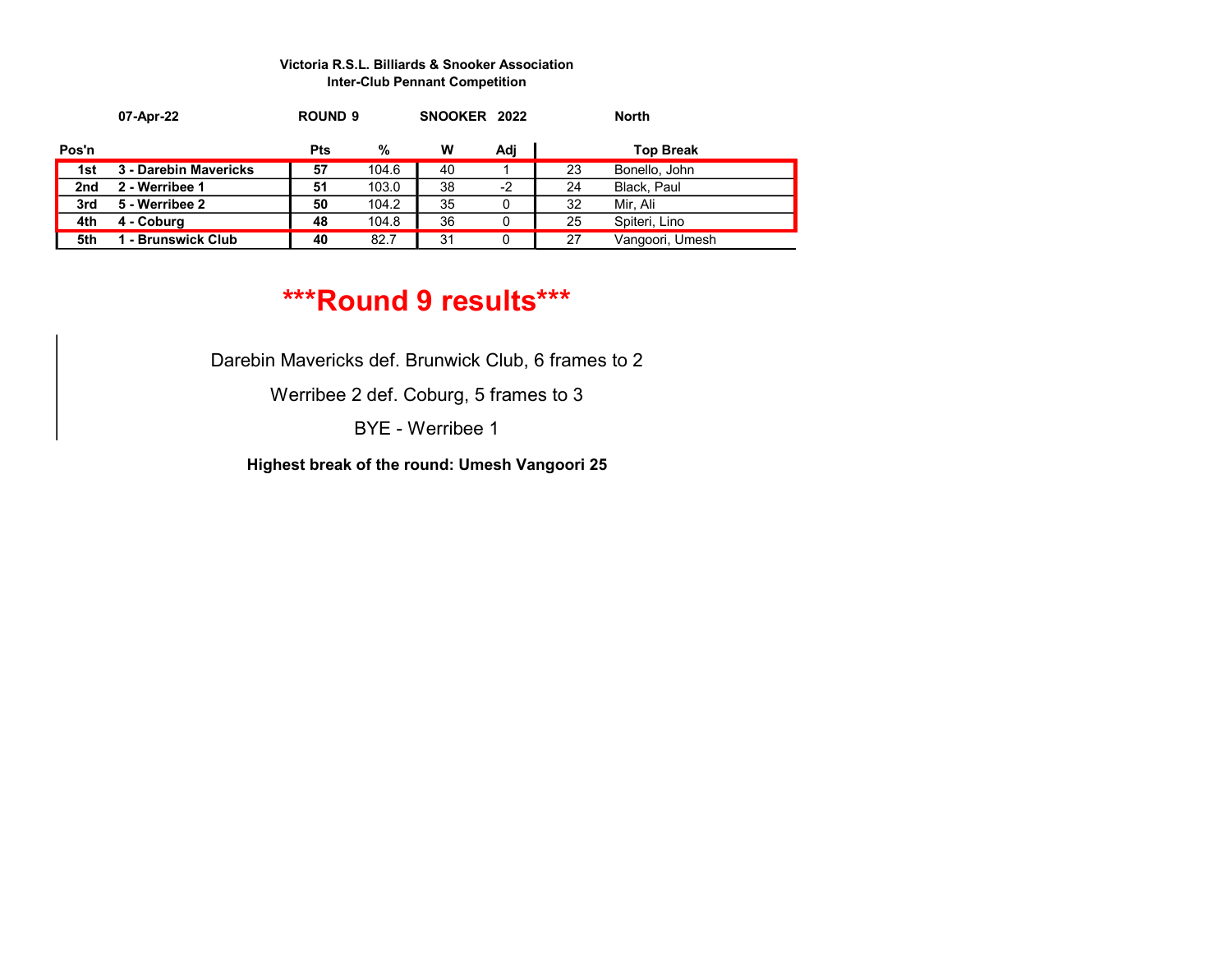**Victoria R.S.L. Billiards & Snooker Association**
**Inter-Club Pennant Competition**

**07-Apr-22** **ROUND 9** **SNOOKER 2022** **North**

| Pos'n | | Pts | % | W | Adj | Top Break | |
|---|---|---|---|---|---|---|---|
| 1st | 3 - Darebin Mavericks | 57 | 104.6 | 40 | 1 | 23 | Bonello, John |
| 2nd | 2 - Werribee 1 | 51 | 103.0 | 38 | -2 | 24 | Black, Paul |
| 3rd | 5 - Werribee 2 | 50 | 104.2 | 35 | 0 | 32 | Mir, Ali |
| 4th | 4 - Coburg | 48 | 104.8 | 36 | 0 | 25 | Spiteri, Lino |
| 5th | 1 - Brunswick Club | 40 | 82.7 | 31 | 0 | 27 | Vangoori, Umesh |

# ***Round 9 results***

Darebin Mavericks def. Brunwick Club, 6 frames to 2

Werribee 2 def. Coburg, 5 frames to 3

BYE - Werribee 1

**Highest break of the round: Umesh Vangoori 25**